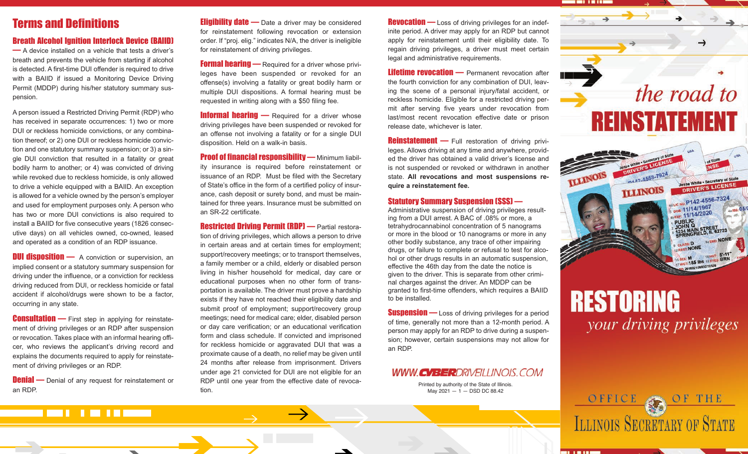# Terms and Definitions

**Breath Alcohol Ignition Interlock Device (BAIID)** — A device installed on a vehicle that tests a driver's breath and prevents the vehicle from starting if alcohol is detected. A first-time DUI offender is required to drive with a BAIID if issued a Monitoring Device Driving Permit (MDDP) during his/her statutory summary suspension.

A person issued a Restricted Driving Permit (RDP) who has received in separate occurrences: 1) two or more DUI or reckless homicide convictions, or any combination thereof; or 2) one DUI or reckless homicide conviction and one statutory summary suspension; or 3) a single DUI conviction that resulted in a fatality or great bodily harm to another; or 4) was convicted of driving while revoked due to reckless homicide, is only allowed to drive a vehicle equipped with a BAIID. An exception is allowed for a vehicle owned by the person's employer and used for employment purposes only. A person who has two or more DUI convictions is also required to install a BAIID for five consecutive years (1826 consecutive days) on all vehicles owned, co-owned, leased and operated as a condition of an RDP issuance.

**DUI disposition** — A conviction or supervision, an implied consent or a statutory summary suspension for driving under the influence, or a conviction for reckless driving reduced from DUI, or reckless homicide or fatal accident if alcohol/drugs were shown to be a factor, occurring in any state.

**Consultation** — First step in applying for reinstatement of driving privileges or an RDP after suspension or revocation. Takes place with an informal hearing officer, who reviews the applicant's driving record and explains the documents required to apply for reinstatement of driving privileges or an RDP.

**Denial** — Denial of any request for reinstatement or an RDP.

**Eligibility date** — Date a driver may be considered for reinstatement following revocation or extension order. If "proj. elig." indicates N/A, the driver is ineligible for reinstatement of driving privileges.

**Formal hearing** — Required for a driver whose privileges have been suspended or revoked for an offense(s) involving a fatality or great bodily harm or multiple DUI dispositions. A formal hearing must be requested in writing along with a $50 filing fee.

**Informal hearing** — Required for a driver whose driving privileges have been suspended or revoked for an offense not involving a fatality or for a single DUI disposition. Held on a walk-in basis.

**Proof of financial responsibility** — Minimum liability insurance is required before reinstatement or issuance of an RDP. Must be filed with the Secretary of State's office in the form of a certified policy of insurance, cash deposit or surety bond, and must be maintained for three years. Insurance must be submitted on an SR-22 certificate.

**Restricted Driving Permit (RDP)** — Partial restoration of driving privileges, which allows a person to drive in certain areas and at certain times for employment; support/recovery meetings; or to transport themselves, a family member or a child, elderly or disabled person living in his/her household for medical, day care or educational purposes when no other form of transportation is available. The driver must prove a hardship exists if they have not reached their eligibility date and submit proof of employment; support/recovery group meetings; need for medical care; elder, disabled person or day care verification; or an educational verification form and class schedule. If convicted and imprisoned for reckless homicide or aggravated DUI that was a proximate cause of a death, no relief may be given until 24 months after release from imprisonment. Drivers under age 21 convicted for DUI are not eligible for an RDP until one year from the effective date of revocation.

**Revocation** — Loss of driving privileges for an indefinite period. A driver may apply for an RDP but cannot apply for reinstatement until their eligibility date. To regain driving privileges, a driver must meet certain legal and administrative requirements.

**Lifetime revocation** — Permanent revocation after the fourth conviction for any combination of DUI, leaving the scene of a personal injury/fatal accident, or reckless homicide. Eligible for a restricted driving permit after serving five years under revocation from last/most recent revocation effective date or prison release date, whichever is later.

**Reinstatement** — Full restoration of driving privileges. Allows driving at any time and anywhere, provided the driver has obtained a valid driver's license and is not suspended or revoked or withdrawn in another state. **All revocations and most suspensions require a reinstatement fee.**

**Statutory Summary Suspension (SSS)** — Administrative suspension of driving privileges resulting from a DUI arrest. A BAC of .08% or more, a tetrahydrocannabinol concentration of 5 nanograms or more in the blood or 10 nanograms or more in any other bodily substance, any trace of other impairing drugs, or failure to complete or refusal to test for alcohol or other drugs results in an automatic suspension, effective the 46th day from the date the notice is given to the driver. This is separate from other criminal charges against the driver. An MDDP can be granted to first-time offenders, which requires a BAIID to be installed.

**Suspension** — Loss of driving privileges for a period of time, generally not more than a 12-month period. A person may apply for an RDP to drive during a suspension; however, certain suspensions may not allow for an RDP.

WWW.CYBERDRIVEILLINOIS.COM

Printed by authority of the State of Illinois.
May 2021 — 1 — DSD DC 88.42

# *the road to* REINSTATEMENT

# RESTORING
*your driving privileges*

OFFICE OF THE ILLINOIS SECRETARY OF STATE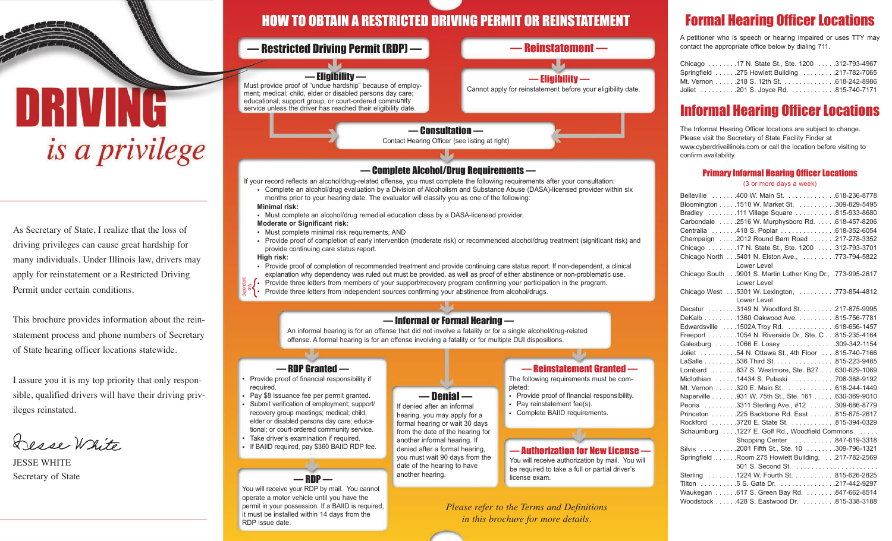# DRIVING

*is a privilege*

As Secretary of State, I realize that the loss of driving privileges can cause great hardship for many individuals. Under Illinois law, drivers may apply for reinstatement or a Restricted Driving Permit under certain conditions.

This brochure provides information about the reinstatement process and phone numbers of Secretary of State hearing officer locations statewide.

I assure you it is my top priority that only responsible, qualified drivers will have their driving privileges reinstated.

*Jesse White*

JESSE WHITE
Secretary of State

# HOW TO OBTAIN A RESTRICTED DRIVING PERMIT OR REINSTATEMENT

## — Restricted Driving Permit (RDP) —

### — Eligibility —

Must provide proof of "undue hardship" because of employment; medical; child, elder or disabled persons day care; educational; support group; or court-ordered community service unless the driver has reached their eligibility date.

## — Reinstatement —

### — Eligibility —

Cannot apply for reinstatement before your eligibility date.

## — Consultation —

Contact Hearing Officer (see listing at right)

## — Complete Alcohol/Drug Requirements —

If your record reflects an alcohol/drug-related offense, you must complete the following requirements after your consultation:

- Complete an alcohol/drug evaluation by a Division of Alcoholism and Substance Abuse (DASA)-licensed provider within six months prior to your hearing date. The evaluator will classify you as one of the following:

**Minimal risk:**

- Must complete an alcohol/drug remedial education class by a DASA-licensed provider.

**Moderate or Significant risk:**

- Must complete minimal risk requirements, AND
- Provide proof of completion of early intervention (moderate risk) or recommended alcohol/drug treatment (significant risk) and provide continuing care status report.

**High risk:**

- Provide proof of completion of recommended treatment and provide continuing care status report. If non-dependent, a clinical explanation why dependency was ruled out must be provided, as well as proof of either abstinence or non-problematic use.

dependent only:

- Provide three letters from members of your support/recovery program confirming your participation in the program.
- Provide three letters from independent sources confirming your abstinence from alcohol/drugs.

## — Informal or Formal Hearing —

An informal hearing is for an offense that did not involve a fatality or for a single alcohol/drug-related offense. A formal hearing is for an offense involving a fatality or for multiple DUI dispositions.

## — RDP Granted —

- Provide proof of financial responsibility if required.
- Pay $8 issuance fee per permit granted.
- Submit verification of employment; support/recovery group meetings; medical; child, elder or disabled persons day care; educational; or court-ordered community service.
- Take driver's examination if required.
- If BAIID required, pay $360 BAIID RDP fee.

## — RDP —

You will receive your RDP by mail. You cannot operate a motor vehicle until you have the permit in your possession. If a BAIID is required, it must be installed within 14 days from the RDP issue date.

## — Denial —

If denied after an informal hearing, you may apply for a formal hearing or wait 30 days from the date of the hearing for another informal hearing. If denied after a formal hearing, you must wait 90 days from the date of the hearing to have another hearing.

## — Reinstatement Granted —

The following requirements must be completed:

- Provide proof of financial responsibility.
- Pay reinstatement fee(s).
- Complete BAIID requirements.

## — Authorization for New License —

You will receive authorization by mail. You will be required to take a full or partial driver's license exam.

*Please refer to the Terms and Definitions in this brochure for more details.*

# Formal Hearing Officer Locations

A petitioner who is speech or hearing impaired or uses TTY may contact the appropriate office below by dialing 711.

| | | |
|---|---|---|
| Chicago | 17 N. State St., Ste. 1200 | 312-793-4967 |
| Springfield | 275 Howlett Building | 217-782-7065 |
| Mt. Vernon | 218 S. 12th St. | 618-242-8986 |
| Joliet | 201 S. Joyce Rd. | 815-740-7171 |

# Informal Hearing Officer Locations

The Informal Hearing Officer locations are subject to change. Please visit the Secretary of State Facility Finder at www.cyberdriveillinois.com or call the location before visiting to confirm availability.

## Primary Informal Hearing Officer Locations

(3 or more days a week)

| | | |
|---|---|---|
| Belleville | 400 W. Main St. | 618-236-8778 |
| Bloomington | 1510 W. Market St. | 309-829-5495 |
| Bradley | 111 Village Square | 815-933-8680 |
| Carbondale | 2516 W. Murphysboro Rd. | 618-457-8206 |
| Centralia | 418 S. Poplar | 618-352-6054 |
| Champaign | 2012 Round Barn Road | 217-278-3352 |
| Chicago | 17 N. State St., Ste. 1200 | 312-793-3701 |
| Chicago North | 5401 N. Elston Ave., Lower Level | 773-794-5822 |
| Chicago South | 9901 S. Martin Luther King Dr., Lower Level | 773-995-2617 |
| Chicago West | 5301 W. Lexington, Lower Level | 773-854-4812 |
| Decatur | 3149 N. Woodford St. | 217-875-9995 |
| DeKalb | 1360 Oakwood Ave. | 815-756-7781 |
| Edwardsville | 1502A Troy Rd. | 618-656-1457 |
| Freeport | 1054 N. Riverside Dr. Ste. C | 815-235-4164 |
| Galesburg | 1066 E. Losey | 309-342-1154 |
| Joliet | 54 N. Ottawa St., 4th Floor | 815-740-7166 |
| LaSalle | 536 Third St. | 815-223-9485 |
| Lombard | 837 S. Westmore, Ste. B27 | 630-629-1069 |
| Midlothian | 14434 S. Pulaski | 708-388-9192 |
| Mt. Vernon | 320 E. Main St. | 618-244-1449 |
| Naperville | 931 W. 75th St., Ste. 161 | 630-369-9010 |
| Peoria | 3311 Sterling Ave., #12 | 309-686-8779 |
| Princeton | 225 Backbone Rd. East | 815-875-2617 |
| Rockford | 3720 E. State St. | 815-394-0329 |
| Schaumburg | 1227 E. Golf Rd., Woodfield Commons Shopping Center | 847-619-3318 |
| Silvis | 2001 Fifth St., Ste. 10 | 309-796-1321 |
| Springfield | Room 275 Howlett Building, 501 S. Second St. | 217-782-2569 |
| Sterling | 1224 W. Fourth St. | 815-626-2825 |
| Tilton | 5 S. Gate Dr. | 217-442-9297 |
| Waukegan | 617 S. Green Bay Rd. | 847-662-8514 |
| Woodstock | 428 S. Eastwood Dr. | 815-338-3188 |